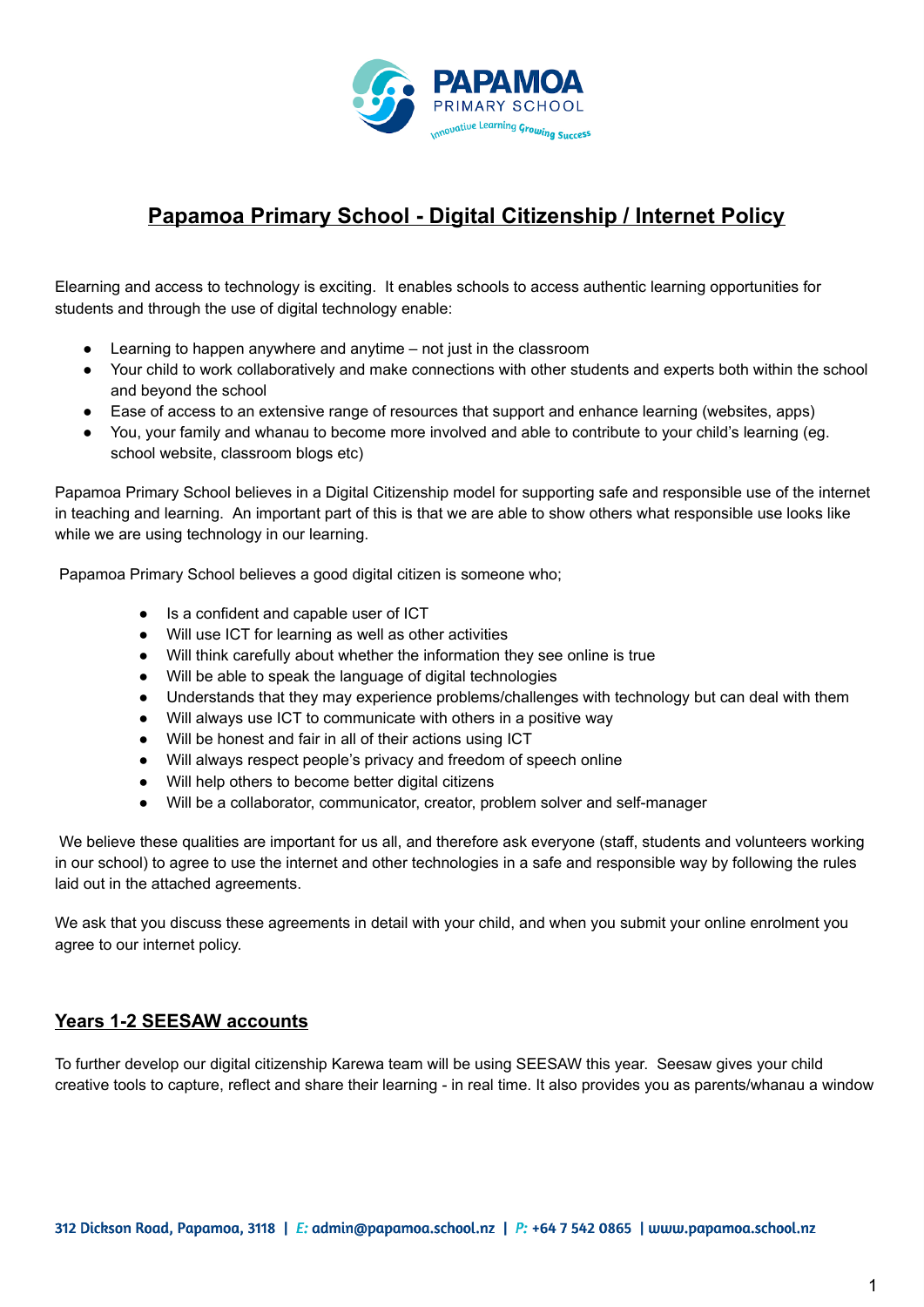# Papamoa Primary School - Digital Citizenship / Internet Policy

Elearning and access to technology is exciting. It enables schools to access authentic learning opportunities for students and through the use of digital technology enable:

- Learning to happen anywhere and anytime – not just in the classroom
- Your child to work collaboratively and make connections with other students and experts both within the school and beyond the school
- Ease of access to an extensive range of resources that support and enhance learning (websites, apps)
- You, your family and whanau to become more involved and able to contribute to your child's learning (eg. school website, classroom blogs etc)

Papamoa Primary School believes in a Digital Citizenship model for supporting safe and responsible use of the internet in teaching and learning. An important part of this is that we are able to show others what responsible use looks like while we are using technology in our learning.

Papamoa Primary School believes a good digital citizen is someone who;

- Is a confident and capable user of ICT
- Will use ICT for learning as well as other activities
- Will think carefully about whether the information they see online is true
- Will be able to speak the language of digital technologies
- Understands that they may experience problems/challenges with technology but can deal with them
- Will always use ICT to communicate with others in a positive way
- Will be honest and fair in all of their actions using ICT
- Will always respect people's privacy and freedom of speech online
- Will help others to become better digital citizens
- Will be a collaborator, communicator, creator, problem solver and self-manager

We believe these qualities are important for us all, and therefore ask everyone (staff, students and volunteers working in our school) to agree to use the internet and other technologies in a safe and responsible way by following the rules laid out in the attached agreements.

We ask that you discuss these agreements in detail with your child, and when you submit your online enrolment you agree to our internet policy.

## Years 1-2 SEESAW accounts

To further develop our digital citizenship Karewa team will be using SEESAW this year. Seesaw gives your child creative tools to capture, reflect and share their learning - in real time. It also provides you as parents/whanau a window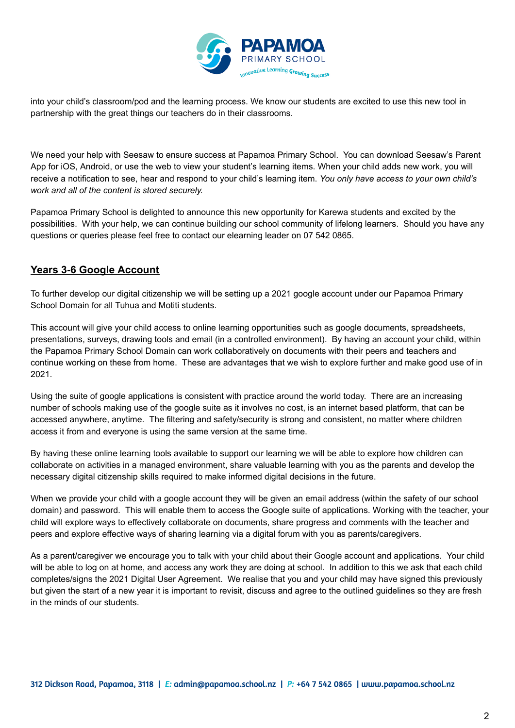into your child's classroom/pod and the learning process. We know our students are excited to use this new tool in partnership with the great things our teachers do in their classrooms.

We need your help with Seesaw to ensure success at Papamoa Primary School. You can download Seesaw's Parent App for iOS, Android, or use the web to view your student's learning items. When your child adds new work, you will receive a notification to see, hear and respond to your child's learning item. *You only have access to your own child's work and all of the content is stored securely.*

Papamoa Primary School is delighted to announce this new opportunity for Karewa students and excited by the possibilities. With your help, we can continue building our school community of lifelong learners. Should you have any questions or queries please feel free to contact our elearning leader on 07 542 0865.

## Years 3-6 Google Account

To further develop our digital citizenship we will be setting up a 2021 google account under our Papamoa Primary School Domain for all Tuhua and Motiti students.

This account will give your child access to online learning opportunities such as google documents, spreadsheets, presentations, surveys, drawing tools and email (in a controlled environment). By having an account your child, within the Papamoa Primary School Domain can work collaboratively on documents with their peers and teachers and continue working on these from home. These are advantages that we wish to explore further and make good use of in 2021.

Using the suite of google applications is consistent with practice around the world today. There are an increasing number of schools making use of the google suite as it involves no cost, is an internet based platform, that can be accessed anywhere, anytime. The filtering and safety/security is strong and consistent, no matter where children access it from and everyone is using the same version at the same time.

By having these online learning tools available to support our learning we will be able to explore how children can collaborate on activities in a managed environment, share valuable learning with you as the parents and develop the necessary digital citizenship skills required to make informed digital decisions in the future.

When we provide your child with a google account they will be given an email address (within the safety of our school domain) and password. This will enable them to access the Google suite of applications. Working with the teacher, your child will explore ways to effectively collaborate on documents, share progress and comments with the teacher and peers and explore effective ways of sharing learning via a digital forum with you as parents/caregivers.

As a parent/caregiver we encourage you to talk with your child about their Google account and applications. Your child will be able to log on at home, and access any work they are doing at school. In addition to this we ask that each child completes/signs the 2021 Digital User Agreement. We realise that you and your child may have signed this previously but given the start of a new year it is important to revisit, discuss and agree to the outlined guidelines so they are fresh in the minds of our students.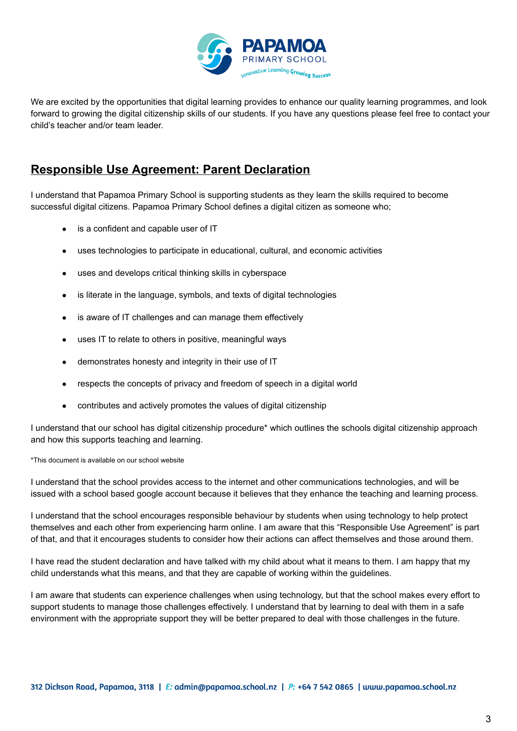We are excited by the opportunities that digital learning provides to enhance our quality learning programmes, and look forward to growing the digital citizenship skills of our students. If you have any questions please feel free to contact your child's teacher and/or team leader.

## Responsible Use Agreement: Parent Declaration

I understand that Papamoa Primary School is supporting students as they learn the skills required to become successful digital citizens. Papamoa Primary School defines a digital citizen as someone who;

- is a confident and capable user of IT
- uses technologies to participate in educational, cultural, and economic activities
- uses and develops critical thinking skills in cyberspace
- is literate in the language, symbols, and texts of digital technologies
- is aware of IT challenges and can manage them effectively
- uses IT to relate to others in positive, meaningful ways
- demonstrates honesty and integrity in their use of IT
- respects the concepts of privacy and freedom of speech in a digital world
- contributes and actively promotes the values of digital citizenship

I understand that our school has digital citizenship procedure* which outlines the schools digital citizenship approach and how this supports teaching and learning.

*This document is available on our school website

I understand that the school provides access to the internet and other communications technologies, and will be issued with a school based google account because it believes that they enhance the teaching and learning process.

I understand that the school encourages responsible behaviour by students when using technology to help protect themselves and each other from experiencing harm online. I am aware that this "Responsible Use Agreement" is part of that, and that it encourages students to consider how their actions can affect themselves and those around them.

I have read the student declaration and have talked with my child about what it means to them. I am happy that my child understands what this means, and that they are capable of working within the guidelines.

I am aware that students can experience challenges when using technology, but that the school makes every effort to support students to manage those challenges effectively. I understand that by learning to deal with them in a safe environment with the appropriate support they will be better prepared to deal with those challenges in the future.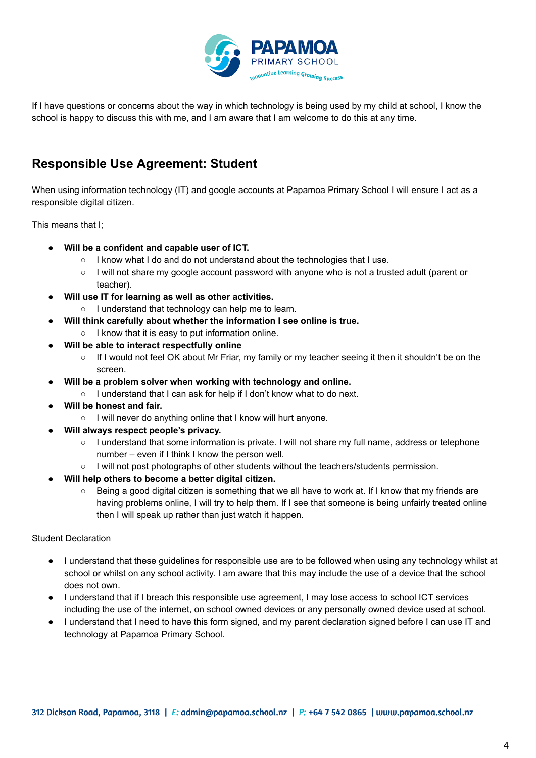If I have questions or concerns about the way in which technology is being used by my child at school, I know the school is happy to discuss this with me, and I am aware that I am welcome to do this at any time.

## Responsible Use Agreement: Student

When using information technology (IT) and google accounts at Papamoa Primary School I will ensure I act as a responsible digital citizen.

This means that I;

- **Will be a confident and capable user of ICT.**
  - I know what I do and do not understand about the technologies that I use.
  - I will not share my google account password with anyone who is not a trusted adult (parent or teacher).
- **Will use IT for learning as well as other activities.**
  - I understand that technology can help me to learn.
- **Will think carefully about whether the information I see online is true.**
  - I know that it is easy to put information online.
- **Will be able to interact respectfully online**
  - If I would not feel OK about Mr Friar, my family or my teacher seeing it then it shouldn't be on the screen.
- **Will be a problem solver when working with technology and online.**
  - I understand that I can ask for help if I don't know what to do next.
- **Will be honest and fair.**
  - I will never do anything online that I know will hurt anyone.
- **Will always respect people's privacy.**
  - I understand that some information is private. I will not share my full name, address or telephone number – even if I think I know the person well.
  - I will not post photographs of other students without the teachers/students permission.
- **Will help others to become a better digital citizen.**
  - Being a good digital citizen is something that we all have to work at. If I know that my friends are having problems online, I will try to help them. If I see that someone is being unfairly treated online then I will speak up rather than just watch it happen.

Student Declaration

- I understand that these guidelines for responsible use are to be followed when using any technology whilst at school or whilst on any school activity. I am aware that this may include the use of a device that the school does not own.
- I understand that if I breach this responsible use agreement, I may lose access to school ICT services including the use of the internet, on school owned devices or any personally owned device used at school.
- I understand that I need to have this form signed, and my parent declaration signed before I can use IT and technology at Papamoa Primary School.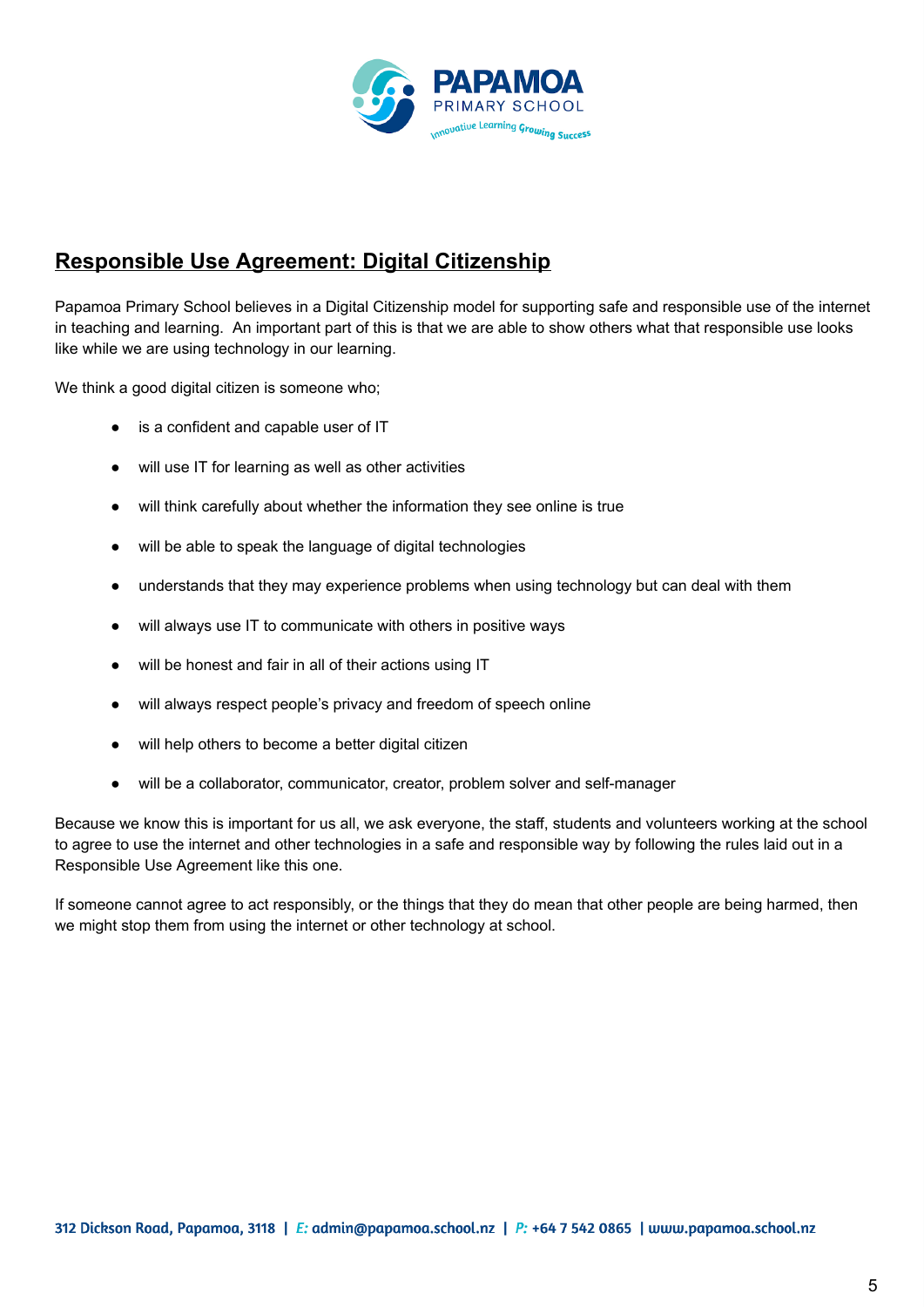## Responsible Use Agreement: Digital Citizenship

Papamoa Primary School believes in a Digital Citizenship model for supporting safe and responsible use of the internet in teaching and learning. An important part of this is that we are able to show others what that responsible use looks like while we are using technology in our learning.

We think a good digital citizen is someone who;

- is a confident and capable user of IT
- will use IT for learning as well as other activities
- will think carefully about whether the information they see online is true
- will be able to speak the language of digital technologies
- understands that they may experience problems when using technology but can deal with them
- will always use IT to communicate with others in positive ways
- will be honest and fair in all of their actions using IT
- will always respect people's privacy and freedom of speech online
- will help others to become a better digital citizen
- will be a collaborator, communicator, creator, problem solver and self-manager

Because we know this is important for us all, we ask everyone, the staff, students and volunteers working at the school to agree to use the internet and other technologies in a safe and responsible way by following the rules laid out in a Responsible Use Agreement like this one.

If someone cannot agree to act responsibly, or the things that they do mean that other people are being harmed, then we might stop them from using the internet or other technology at school.